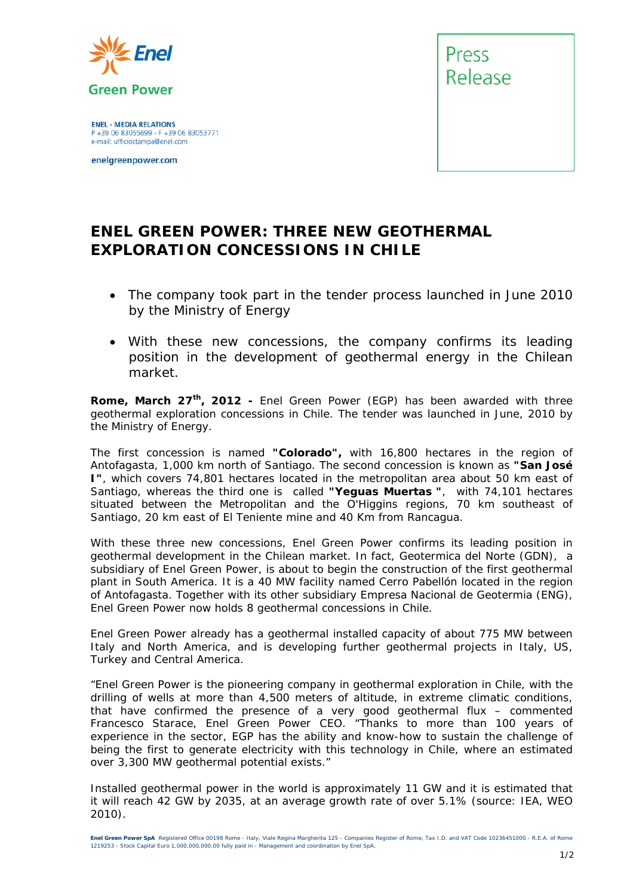**Enel Green Power**

ENEL - MEDIA RELATIONS
P +39 06 83055699 - F +39 06 83053771
e-mail: ufficiostampa@enel.com

enelgreenpower.com

Press Release

# ENEL GREEN POWER: THREE NEW GEOTHERMAL EXPLORATION CONCESSIONS IN CHILE

- The company took part in the tender process launched in June 2010 by the Ministry of Energy
- With these new concessions, the company confirms its leading position in the development of geothermal energy in the Chilean market.

**Rome, March 27th, 2012 -** Enel Green Power (EGP) has been awarded with three geothermal exploration concessions in Chile. The tender was launched in June, 2010 by the Ministry of Energy.

The first concession is named **"Colorado",** with 16,800 hectares in the region of Antofagasta, 1,000 km north of Santiago. The second concession is known as **"San José I"**, which covers 74,801 hectares located in the metropolitan area about 50 km east of Santiago, whereas the third one is called **"Yeguas Muertas "**, with 74,101 hectares situated between the Metropolitan and the O'Higgins regions, 70 km southeast of Santiago, 20 km east of El Teniente mine and 40 Km from Rancagua.

With these three new concessions, Enel Green Power confirms its leading position in geothermal development in the Chilean market. In fact, Geotermica del Norte (GDN), a subsidiary of Enel Green Power, is about to begin the construction of the first geothermal plant in South America. It is a 40 MW facility named Cerro Pabellón located in the region of Antofagasta. Together with its other subsidiary Empresa Nacional de Geotermia (ENG), Enel Green Power now holds 8 geothermal concessions in Chile.

Enel Green Power already has a geothermal installed capacity of about 775 MW between Italy and North America, and is developing further geothermal projects in Italy, US, Turkey and Central America.

"Enel Green Power is the pioneering company in geothermal exploration in Chile, with the drilling of wells at more than 4,500 meters of altitude, in extreme climatic conditions, that have confirmed the presence of a very good geothermal flux – commented Francesco Starace, Enel Green Power CEO. "Thanks to more than 100 years of experience in the sector, EGP has the ability and know-how to sustain the challenge of being the first to generate electricity with this technology in Chile, where an estimated over 3,300 MW geothermal potential exists."

Installed geothermal power in the world is approximately 11 GW and it is estimated that it will reach 42 GW by 2035, at an average growth rate of over 5.1% (source: IEA, WEO 2010).

**Enel Green Power SpA** Registered Office 00198 Rome - Italy, Viale Regina Margherita 125 - Companies Register of Rome, Tax I.D. and VAT Code 10236451000 - R.E.A. of Rome 1219253 - Stock Capital Euro 1,000,000,000,00 fully paid in - Management and coordination by Enel SpA.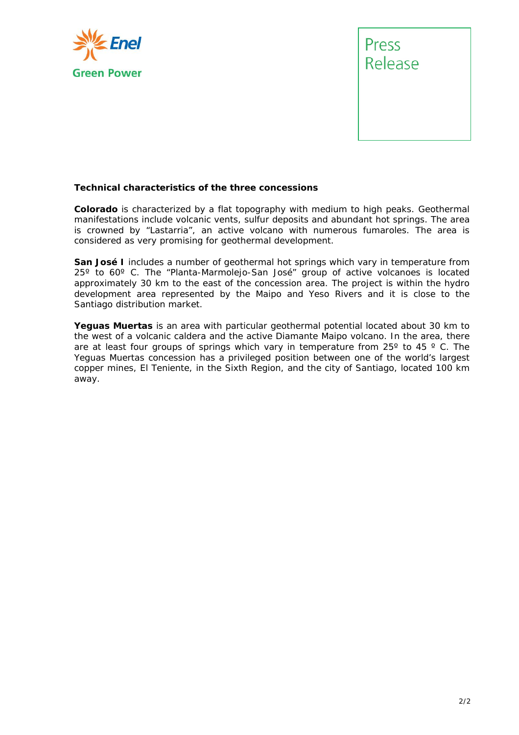**Technical characteristics of the three concessions**

**Colorado** is characterized by a flat topography with medium to high peaks. Geothermal manifestations include volcanic vents, sulfur deposits and abundant hot springs. The area is crowned by "Lastarria", an active volcano with numerous fumaroles. The area is considered as very promising for geothermal development.

**San José I** includes a number of geothermal hot springs which vary in temperature from 25º to 60º C. The "Planta-Marmolejo-San José" group of active volcanoes is located approximately 30 km to the east of the concession area. The project is within the hydro development area represented by the Maipo and Yeso Rivers and it is close to the Santiago distribution market.

**Yeguas Muertas** is an area with particular geothermal potential located about 30 km to the west of a volcanic caldera and the active Diamante Maipo volcano. In the area, there are at least four groups of springs which vary in temperature from 25º to 45 º C. The Yeguas Muertas concession has a privileged position between one of the world's largest copper mines, El Teniente, in the Sixth Region, and the city of Santiago, located 100 km away.